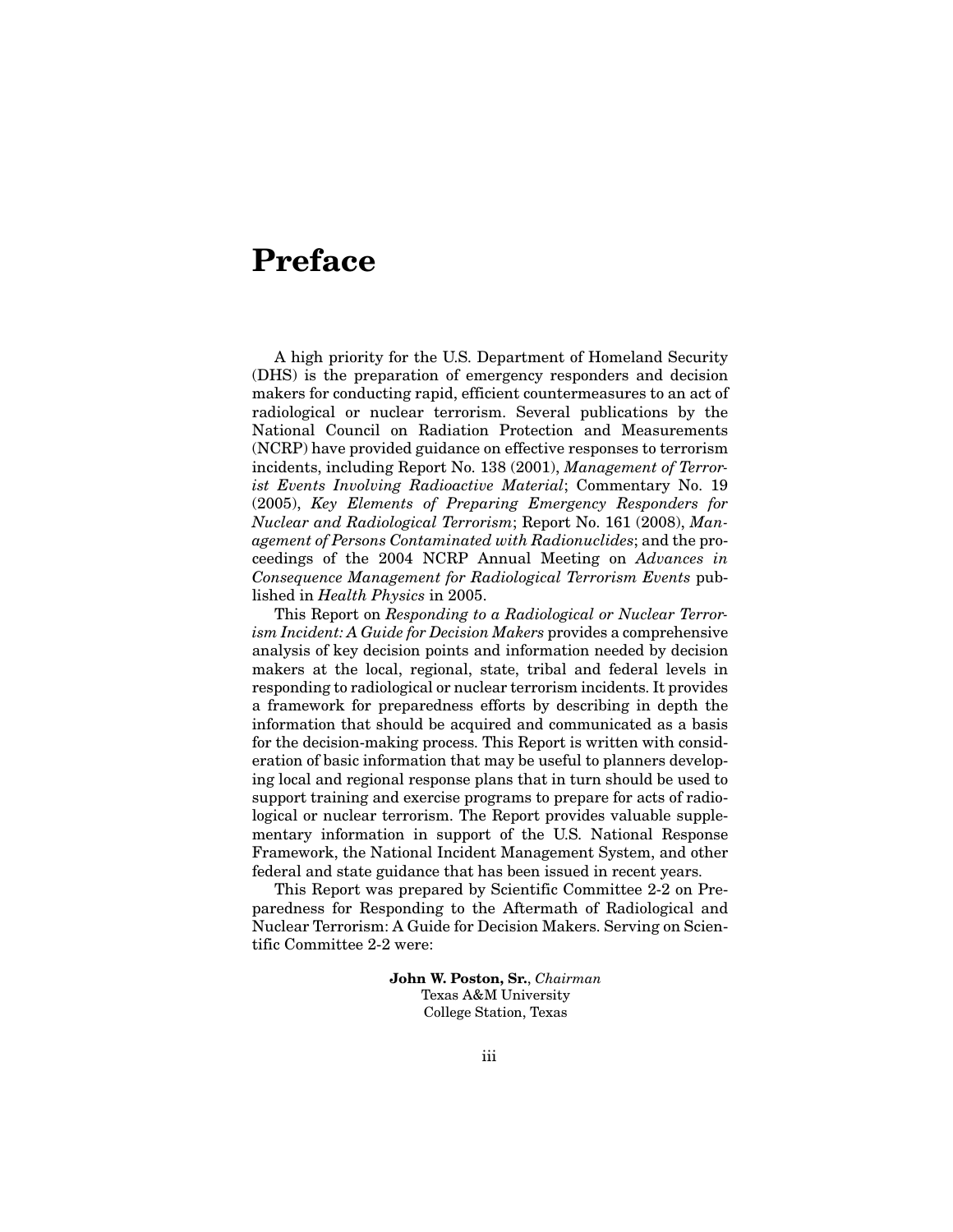# Preface

A high priority for the U.S. Department of Homeland Security (DHS) is the preparation of emergency responders and decision makers for conducting rapid, efficient countermeasures to an act of radiological or nuclear terrorism. Several publications by the National Council on Radiation Protection and Measurements (NCRP) have provided guidance on effective responses to terrorism incidents, including Report No. 138 (2001), *Management of Terrorist Events Involving Radioactive Material*; Commentary No. 19 (2005), *Key Elements of Preparing Emergency Responders for Nuclear and Radiological Terrorism*; Report No. 161 (2008), *Management of Persons Contaminated with Radionuclides*; and the proceedings of the 2004 NCRP Annual Meeting on *Advances in Consequence Management for Radiological Terrorism Events* published in *Health Physics* in 2005.

This Report on *Responding to a Radiological or Nuclear Terrorism Incident: A Guide for Decision Makers* provides a comprehensive analysis of key decision points and information needed by decision makers at the local, regional, state, tribal and federal levels in responding to radiological or nuclear terrorism incidents. It provides a framework for preparedness efforts by describing in depth the information that should be acquired and communicated as a basis for the decision-making process. This Report is written with consideration of basic information that may be useful to planners developing local and regional response plans that in turn should be used to support training and exercise programs to prepare for acts of radiological or nuclear terrorism. The Report provides valuable supplementary information in support of the U.S. National Response Framework, the National Incident Management System, and other federal and state guidance that has been issued in recent years.

This Report was prepared by Scientific Committee 2-2 on Preparedness for Responding to the Aftermath of Radiological and Nuclear Terrorism: A Guide for Decision Makers. Serving on Scientific Committee 2-2 were:

**John W. Poston, Sr.**, *Chairman*
Texas A&M University
College Station, Texas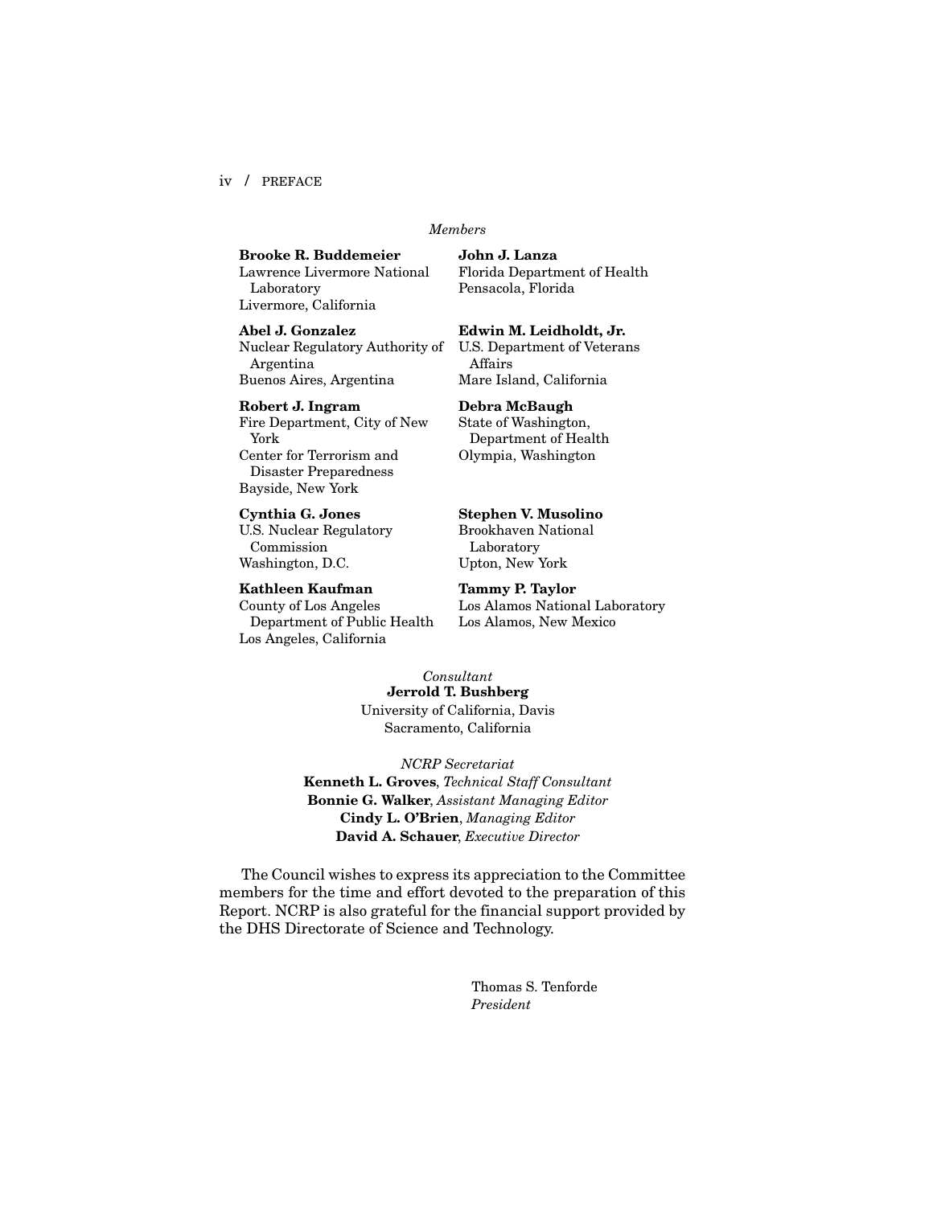*Members*

**Brooke R. Buddemeier**
Lawrence Livermore National Laboratory
Livermore, California

**Abel J. Gonzalez**
Nuclear Regulatory Authority of Argentina
Buenos Aires, Argentina

**Robert J. Ingram**
Fire Department, City of New York
Center for Terrorism and Disaster Preparedness
Bayside, New York

**Cynthia G. Jones**
U.S. Nuclear Regulatory Commission
Washington, D.C.

**Kathleen Kaufman**
County of Los Angeles Department of Public Health
Los Angeles, California

**John J. Lanza**
Florida Department of Health
Pensacola, Florida

**Edwin M. Leidholdt, Jr.**
U.S. Department of Veterans Affairs
Mare Island, California

**Debra McBaugh**
State of Washington, Department of Health
Olympia, Washington

**Stephen V. Musolino**
Brookhaven National Laboratory
Upton, New York

**Tammy P. Taylor**
Los Alamos National Laboratory
Los Alamos, New Mexico

*Consultant*

**Jerrold T. Bushberg**
University of California, Davis
Sacramento, California

*NCRP Secretariat*

**Kenneth L. Groves**, *Technical Staff Consultant*
**Bonnie G. Walker**, *Assistant Managing Editor*
**Cindy L. O'Brien**, *Managing Editor*
**David A. Schauer**, *Executive Director*

The Council wishes to express its appreciation to the Committee members for the time and effort devoted to the preparation of this Report. NCRP is also grateful for the financial support provided by the DHS Directorate of Science and Technology.

Thomas S. Tenforde
*President*